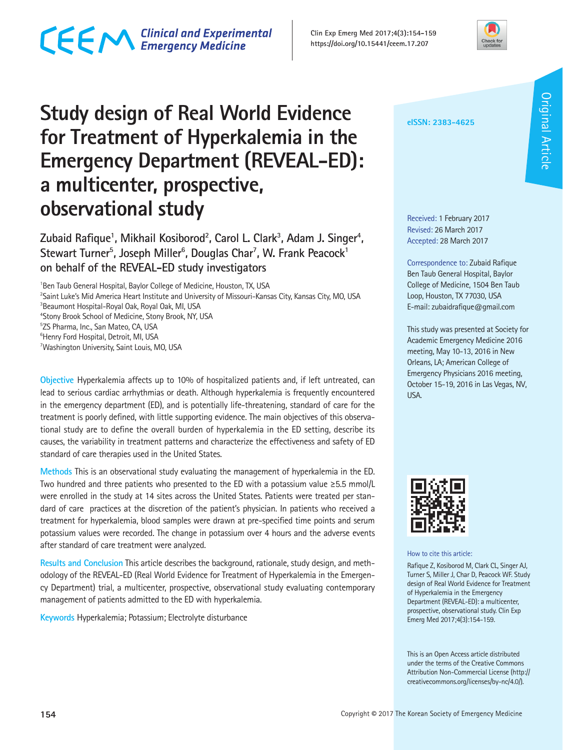Original Article

# Study design of Real World Evidence for Treatment of Hyperkalemia in the Emergency Department (REVEAL-ED): a multicenter, prospective, observational study

Zubaid Rafique[1], Mikhail Kosiborod[2], Carol L. Clark[3], Adam J. Singer[4], Stewart Turner[5], Joseph Miller[6], Douglas Char[7], W. Frank Peacock[1] on behalf of the REVEAL-ED study investigators

[1]Ben Taub General Hospital, Baylor College of Medicine, Houston, TX, USA
[2]Saint Luke's Mid America Heart Institute and University of Missouri-Kansas City, Kansas City, MO, USA
[3]Beaumont Hospital-Royal Oak, Royal Oak, MI, USA
[4]Stony Brook School of Medicine, Stony Brook, NY, USA
[5]ZS Pharma, Inc., San Mateo, CA, USA
[6]Henry Ford Hospital, Detroit, MI, USA
[7]Washington University, Saint Louis, MO, USA

**Objective** Hyperkalemia affects up to 10% of hospitalized patients and, if left untreated, can lead to serious cardiac arrhythmias or death. Although hyperkalemia is frequently encountered in the emergency department (ED), and is potentially life-threatening, standard of care for the treatment is poorly defined, with little supporting evidence. The main objectives of this observational study are to define the overall burden of hyperkalemia in the ED setting, describe its causes, the variability in treatment patterns and characterize the effectiveness and safety of ED standard of care therapies used in the United States.

**Methods** This is an observational study evaluating the management of hyperkalemia in the ED. Two hundred and three patients who presented to the ED with a potassium value ≥5.5 mmol/L were enrolled in the study at 14 sites across the United States. Patients were treated per standard of care practices at the discretion of the patient's physician. In patients who received a treatment for hyperkalemia, blood samples were drawn at pre-specified time points and serum potassium values were recorded. The change in potassium over 4 hours and the adverse events after standard of care treatment were analyzed.

**Results and Conclusion** This article describes the background, rationale, study design, and methodology of the REVEAL-ED (Real World Evidence for Treatment of Hyperkalemia in the Emergency Department) trial, a multicenter, prospective, observational study evaluating contemporary management of patients admitted to the ED with hyperkalemia.

**Keywords** Hyperkalemia; Potassium; Electrolyte disturbance

eISSN: 2383-4625

Received: 1 February 2017
Revised: 26 March 2017
Accepted: 28 March 2017

Correspondence to: Zubaid Rafique
Ben Taub General Hospital, Baylor College of Medicine, 1504 Ben Taub Loop, Houston, TX 77030, USA
E-mail: zubaidrafique@gmail.com

This study was presented at Society for Academic Emergency Medicine 2016 meeting, May 10-13, 2016 in New Orleans, LA; American College of Emergency Physicians 2016 meeting, October 15-19, 2016 in Las Vegas, NV, USA.

How to cite this article:
Rafique Z, Kosiborod M, Clark CL, Singer AJ, Turner S, Miller J, Char D, Peacock WF. Study design of Real World Evidence for Treatment of Hyperkalemia in the Emergency Department (REVEAL-ED): a multicenter, prospective, observational study. Clin Exp Emerg Med 2017;4(3):154-159.

This is an Open Access article distributed under the terms of the Creative Commons Attribution Non-Commercial License (http://creativecommons.org/licenses/by-nc/4.0/).

Copyright © 2017 The Korean Society of Emergency Medicine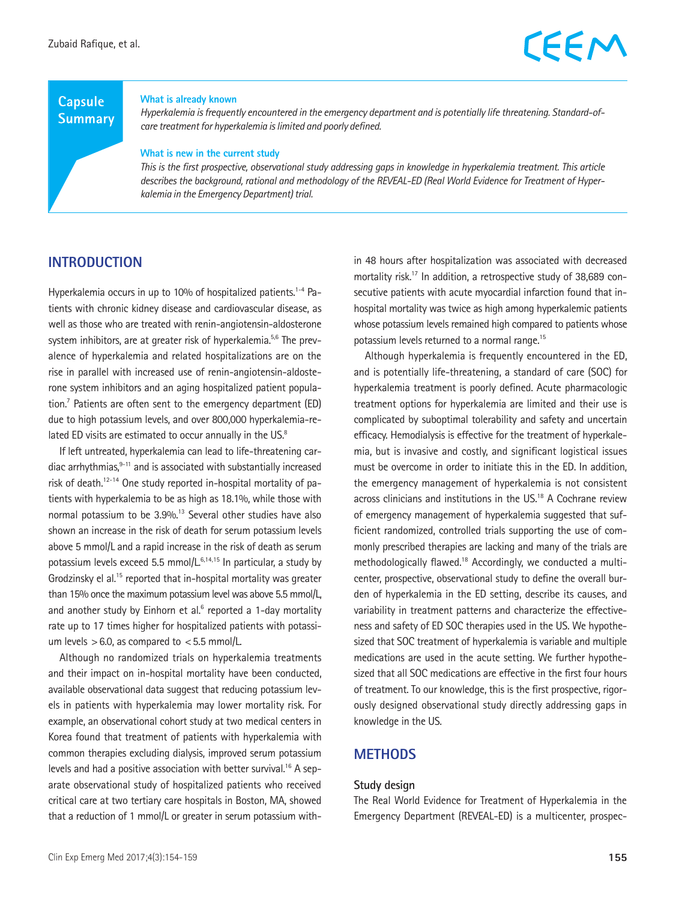## Capsule Summary

**What is already known**

*Hyperkalemia is frequently encountered in the emergency department and is potentially life threatening. Standard-of-care treatment for hyperkalemia is limited and poorly defined.*

**What is new in the current study**

*This is the first prospective, observational study addressing gaps in knowledge in hyperkalemia treatment. This article describes the background, rational and methodology of the REVEAL-ED (Real World Evidence for Treatment of Hyperkalemia in the Emergency Department) trial.*

## INTRODUCTION

Hyperkalemia occurs in up to 10% of hospitalized patients.[1-4] Patients with chronic kidney disease and cardiovascular disease, as well as those who are treated with renin-angiotensin-aldosterone system inhibitors, are at greater risk of hyperkalemia.[5,6] The prevalence of hyperkalemia and related hospitalizations are on the rise in parallel with increased use of renin-angiotensin-aldosterone system inhibitors and an aging hospitalized patient population.[7] Patients are often sent to the emergency department (ED) due to high potassium levels, and over 800,000 hyperkalemia-related ED visits are estimated to occur annually in the US.[8]

If left untreated, hyperkalemia can lead to life-threatening cardiac arrhythmias,[9-11] and is associated with substantially increased risk of death.[12-14] One study reported in-hospital mortality of patients with hyperkalemia to be as high as 18.1%, while those with normal potassium to be 3.9%.[13] Several other studies have also shown an increase in the risk of death for serum potassium levels above 5 mmol/L and a rapid increase in the risk of death as serum potassium levels exceed 5.5 mmol/L.[6,14,15] In particular, a study by Grodzinsky el al.[15] reported that in-hospital mortality was greater than 15% once the maximum potassium level was above 5.5 mmol/L, and another study by Einhorn et al.[6] reported a 1-day mortality rate up to 17 times higher for hospitalized patients with potassium levels >6.0, as compared to <5.5 mmol/L.

Although no randomized trials on hyperkalemia treatments and their impact on in-hospital mortality have been conducted, available observational data suggest that reducing potassium levels in patients with hyperkalemia may lower mortality risk. For example, an observational cohort study at two medical centers in Korea found that treatment of patients with hyperkalemia with common therapies excluding dialysis, improved serum potassium levels and had a positive association with better survival.[16] A separate observational study of hospitalized patients who received critical care at two tertiary care hospitals in Boston, MA, showed that a reduction of 1 mmol/L or greater in serum potassium within 48 hours after hospitalization was associated with decreased mortality risk.[17] In addition, a retrospective study of 38,689 consecutive patients with acute myocardial infarction found that in-hospital mortality was twice as high among hyperkalemic patients whose potassium levels remained high compared to patients whose potassium levels returned to a normal range.[15]

Although hyperkalemia is frequently encountered in the ED, and is potentially life-threatening, a standard of care (SOC) for hyperkalemia treatment is poorly defined. Acute pharmacologic treatment options for hyperkalemia are limited and their use is complicated by suboptimal tolerability and safety and uncertain efficacy. Hemodialysis is effective for the treatment of hyperkalemia, but is invasive and costly, and significant logistical issues must be overcome in order to initiate this in the ED. In addition, the emergency management of hyperkalemia is not consistent across clinicians and institutions in the US.[18] A Cochrane review of emergency management of hyperkalemia suggested that sufficient randomized, controlled trials supporting the use of commonly prescribed therapies are lacking and many of the trials are methodologically flawed.[18] Accordingly, we conducted a multicenter, prospective, observational study to define the overall burden of hyperkalemia in the ED setting, describe its causes, and variability in treatment patterns and characterize the effectiveness and safety of ED SOC therapies used in the US. We hypothesized that SOC treatment of hyperkalemia is variable and multiple medications are used in the acute setting. We further hypothesized that all SOC medications are effective in the first four hours of treatment. To our knowledge, this is the first prospective, rigorously designed observational study directly addressing gaps in knowledge in the US.

## METHODS

### Study design

The Real World Evidence for Treatment of Hyperkalemia in the Emergency Department (REVEAL-ED) is a multicenter, prospec-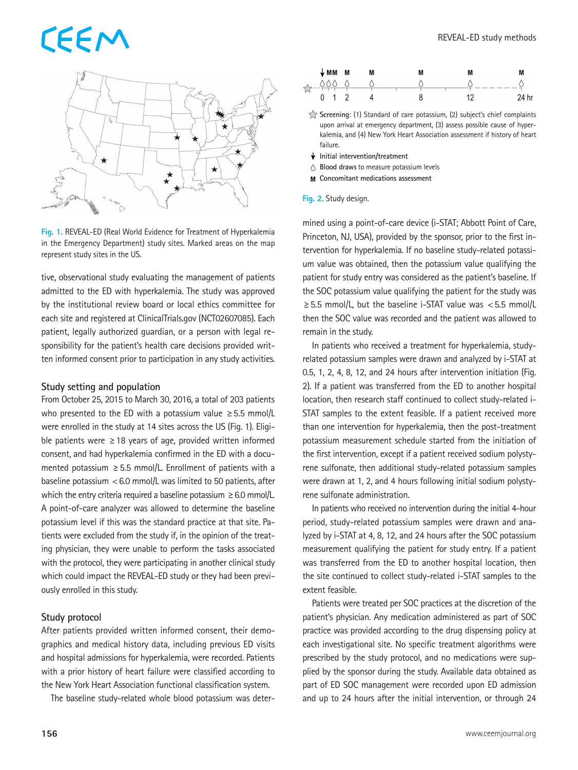Fig. 1. REVEAL-ED (Real World Evidence for Treatment of Hyperkalemia in the Emergency Department) study sites. Marked areas on the map represent study sites in the US.

tive, observational study evaluating the management of patients admitted to the ED with hyperkalemia. The study was approved by the institutional review board or local ethics committee for each site and registered at ClinicalTrials.gov (NCT02607085). Each patient, legally authorized guardian, or a person with legal responsibility for the patient's health care decisions provided written informed consent prior to participation in any study activities.

### Study setting and population

From October 25, 2015 to March 30, 2016, a total of 203 patients who presented to the ED with a potassium value ≥5.5 mmol/L were enrolled in the study at 14 sites across the US (Fig. 1). Eligible patients were ≥18 years of age, provided written informed consent, and had hyperkalemia confirmed in the ED with a documented potassium ≥5.5 mmol/L. Enrollment of patients with a baseline potassium <6.0 mmol/L was limited to 50 patients, after which the entry criteria required a baseline potassium ≥6.0 mmol/L. A point-of-care analyzer was allowed to determine the baseline potassium level if this was the standard practice at that site. Patients were excluded from the study if, in the opinion of the treating physician, they were unable to perform the tasks associated with the protocol, they were participating in another clinical study which could impact the REVEAL-ED study or they had been previously enrolled in this study.

### Study protocol

After patients provided written informed consent, their demographics and medical history data, including previous ED visits and hospital admissions for hyperkalemia, were recorded. Patients with a prior history of heart failure were classified according to the New York Heart Association functional classification system.

The baseline study-related whole blood potassium was determined using a point-of-care device (i-STAT; Abbott Point of Care, Princeton, NJ, USA), provided by the sponsor, prior to the first intervention for hyperkalemia. If no baseline study-related potassium value was obtained, then the potassium value qualifying the patient for study entry was considered as the patient's baseline. If the SOC potassium value qualifying the patient for the study was ≥5.5 mmol/L, but the baseline i-STAT value was <5.5 mmol/L then the SOC value was recorded and the patient was allowed to remain in the study.

In patients who received a treatment for hyperkalemia, study-related potassium samples were drawn and analyzed by i-STAT at 0.5, 1, 2, 4, 8, 12, and 24 hours after intervention initiation (Fig. 2). If a patient was transferred from the ED to another hospital location, then research staff continued to collect study-related i-STAT samples to the extent feasible. If a patient received more than one intervention for hyperkalemia, then the post-treatment potassium measurement schedule started from the initiation of the first intervention, except if a patient received sodium polystyrene sulfonate, then additional study-related potassium samples were drawn at 1, 2, and 4 hours following initial sodium polystyrene sulfonate administration.

In patients who received no intervention during the initial 4-hour period, study-related potassium samples were drawn and analyzed by i-STAT at 4, 8, 12, and 24 hours after the SOC potassium measurement qualifying the patient for study entry. If a patient was transferred from the ED to another hospital location, then the site continued to collect study-related i-STAT samples to the extent feasible.

Patients were treated per SOC practices at the discretion of the patient's physician. Any medication administered as part of SOC practice was provided according to the drug dispensing policy at each investigational site. No specific treatment algorithms were prescribed by the study protocol, and no medications were supplied by the sponsor during the study. Available data obtained as part of ED SOC management were recorded upon ED admission and up to 24 hours after the initial intervention, or through 24

MM M M M M M

0 1 2 4 8 12 24 hr

Screening: (1) Standard of care potassium, (2) subject's chief complaints upon arrival at emergency department, (3) assess possible cause of hyperkalemia, and (4) New York Heart Association assessment if history of heart failure.

Initial intervention/treatment

Blood draws to measure potassium levels

M Concomitant medications assessment

Fig. 2. Study design.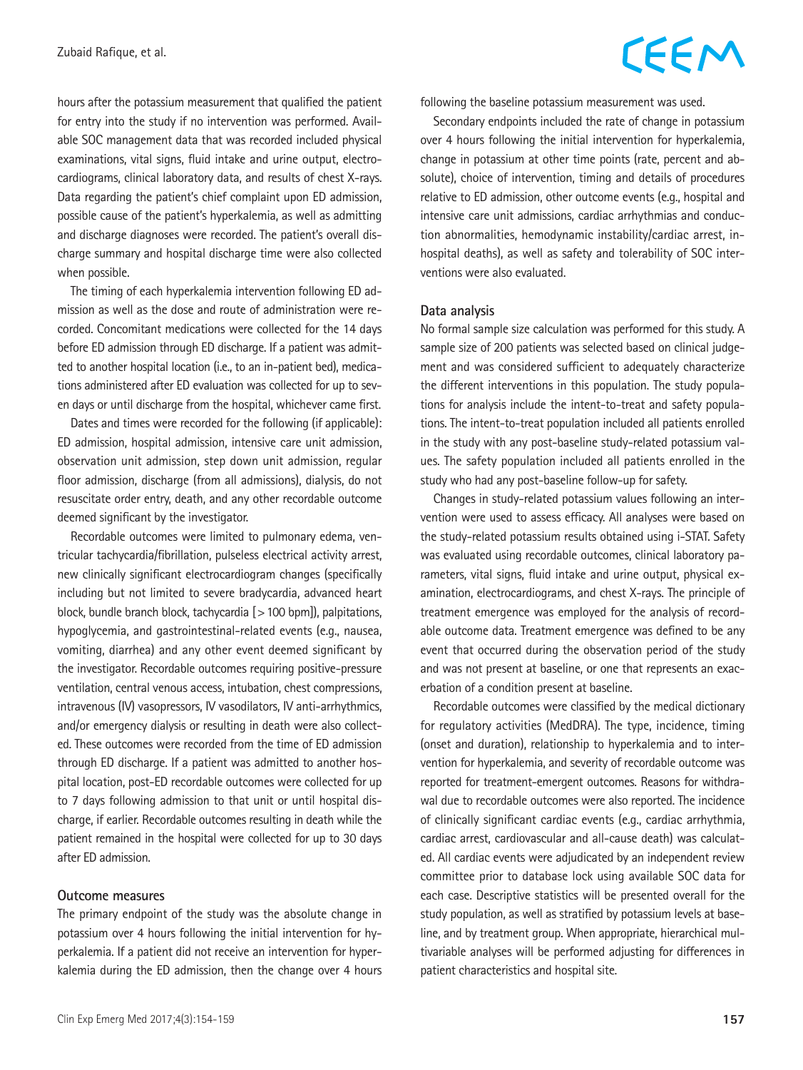hours after the potassium measurement that qualified the patient for entry into the study if no intervention was performed. Available SOC management data that was recorded included physical examinations, vital signs, fluid intake and urine output, electrocardiograms, clinical laboratory data, and results of chest X-rays. Data regarding the patient's chief complaint upon ED admission, possible cause of the patient's hyperkalemia, as well as admitting and discharge diagnoses were recorded. The patient's overall discharge summary and hospital discharge time were also collected when possible.

The timing of each hyperkalemia intervention following ED admission as well as the dose and route of administration were recorded. Concomitant medications were collected for the 14 days before ED admission through ED discharge. If a patient was admitted to another hospital location (i.e., to an in-patient bed), medications administered after ED evaluation was collected for up to seven days or until discharge from the hospital, whichever came first.

Dates and times were recorded for the following (if applicable): ED admission, hospital admission, intensive care unit admission, observation unit admission, step down unit admission, regular floor admission, discharge (from all admissions), dialysis, do not resuscitate order entry, death, and any other recordable outcome deemed significant by the investigator.

Recordable outcomes were limited to pulmonary edema, ventricular tachycardia/fibrillation, pulseless electrical activity arrest, new clinically significant electrocardiogram changes (specifically including but not limited to severe bradycardia, advanced heart block, bundle branch block, tachycardia [>100 bpm]), palpitations, hypoglycemia, and gastrointestinal-related events (e.g., nausea, vomiting, diarrhea) and any other event deemed significant by the investigator. Recordable outcomes requiring positive-pressure ventilation, central venous access, intubation, chest compressions, intravenous (IV) vasopressors, IV vasodilators, IV anti-arrhythmics, and/or emergency dialysis or resulting in death were also collected. These outcomes were recorded from the time of ED admission through ED discharge. If a patient was admitted to another hospital location, post-ED recordable outcomes were collected for up to 7 days following admission to that unit or until hospital discharge, if earlier. Recordable outcomes resulting in death while the patient remained in the hospital were collected for up to 30 days after ED admission.

### Outcome measures

The primary endpoint of the study was the absolute change in potassium over 4 hours following the initial intervention for hyperkalemia. If a patient did not receive an intervention for hyperkalemia during the ED admission, then the change over 4 hours following the baseline potassium measurement was used.

Secondary endpoints included the rate of change in potassium over 4 hours following the initial intervention for hyperkalemia, change in potassium at other time points (rate, percent and absolute), choice of intervention, timing and details of procedures relative to ED admission, other outcome events (e.g., hospital and intensive care unit admissions, cardiac arrhythmias and conduction abnormalities, hemodynamic instability/cardiac arrest, in-hospital deaths), as well as safety and tolerability of SOC interventions were also evaluated.

### Data analysis

No formal sample size calculation was performed for this study. A sample size of 200 patients was selected based on clinical judgement and was considered sufficient to adequately characterize the different interventions in this population. The study populations for analysis include the intent-to-treat and safety populations. The intent-to-treat population included all patients enrolled in the study with any post-baseline study-related potassium values. The safety population included all patients enrolled in the study who had any post-baseline follow-up for safety.

Changes in study-related potassium values following an intervention were used to assess efficacy. All analyses were based on the study-related potassium results obtained using i-STAT. Safety was evaluated using recordable outcomes, clinical laboratory parameters, vital signs, fluid intake and urine output, physical examination, electrocardiograms, and chest X-rays. The principle of treatment emergence was employed for the analysis of recordable outcome data. Treatment emergence was defined to be any event that occurred during the observation period of the study and was not present at baseline, or one that represents an exacerbation of a condition present at baseline.

Recordable outcomes were classified by the medical dictionary for regulatory activities (MedDRA). The type, incidence, timing (onset and duration), relationship to hyperkalemia and to intervention for hyperkalemia, and severity of recordable outcome was reported for treatment-emergent outcomes. Reasons for withdrawal due to recordable outcomes were also reported. The incidence of clinically significant cardiac events (e.g., cardiac arrhythmia, cardiac arrest, cardiovascular and all-cause death) was calculated. All cardiac events were adjudicated by an independent review committee prior to database lock using available SOC data for each case. Descriptive statistics will be presented overall for the study population, as well as stratified by potassium levels at baseline, and by treatment group. When appropriate, hierarchical multivariable analyses will be performed adjusting for differences in patient characteristics and hospital site.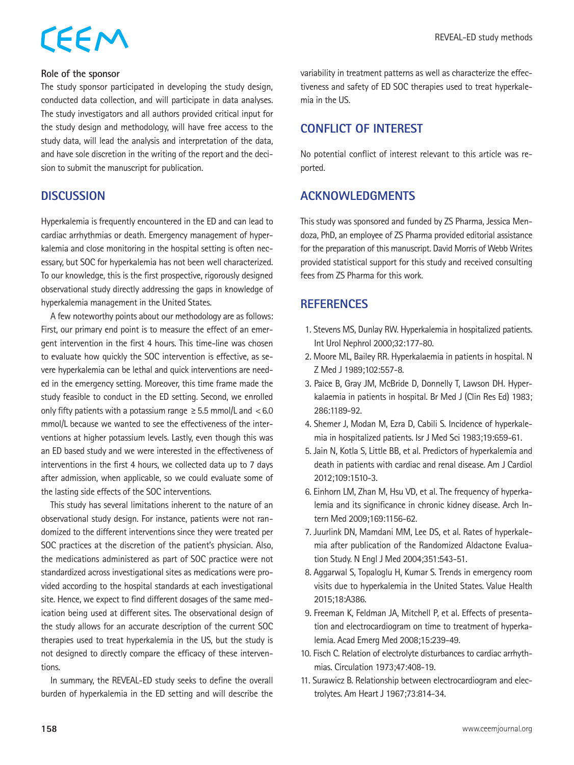### Role of the sponsor

The study sponsor participated in developing the study design, conducted data collection, and will participate in data analyses. The study investigators and all authors provided critical input for the study design and methodology, will have free access to the study data, will lead the analysis and interpretation of the data, and have sole discretion in the writing of the report and the decision to submit the manuscript for publication.

## DISCUSSION

Hyperkalemia is frequently encountered in the ED and can lead to cardiac arrhythmias or death. Emergency management of hyperkalemia and close monitoring in the hospital setting is often necessary, but SOC for hyperkalemia has not been well characterized. To our knowledge, this is the first prospective, rigorously designed observational study directly addressing the gaps in knowledge of hyperkalemia management in the United States.

A few noteworthy points about our methodology are as follows: First, our primary end point is to measure the effect of an emergent intervention in the first 4 hours. This time-line was chosen to evaluate how quickly the SOC intervention is effective, as severe hyperkalemia can be lethal and quick interventions are needed in the emergency setting. Moreover, this time frame made the study feasible to conduct in the ED setting. Second, we enrolled only fifty patients with a potassium range ≥ 5.5 mmol/L and < 6.0 mmol/L because we wanted to see the effectiveness of the interventions at higher potassium levels. Lastly, even though this was an ED based study and we were interested in the effectiveness of interventions in the first 4 hours, we collected data up to 7 days after admission, when applicable, so we could evaluate some of the lasting side effects of the SOC interventions.

This study has several limitations inherent to the nature of an observational study design. For instance, patients were not randomized to the different interventions since they were treated per SOC practices at the discretion of the patient's physician. Also, the medications administered as part of SOC practice were not standardized across investigational sites as medications were provided according to the hospital standards at each investigational site. Hence, we expect to find different dosages of the same medication being used at different sites. The observational design of the study allows for an accurate description of the current SOC therapies used to treat hyperkalemia in the US, but the study is not designed to directly compare the efficacy of these interventions.

In summary, the REVEAL-ED study seeks to define the overall burden of hyperkalemia in the ED setting and will describe the variability in treatment patterns as well as characterize the effectiveness and safety of ED SOC therapies used to treat hyperkalemia in the US.

## CONFLICT OF INTEREST

No potential conflict of interest relevant to this article was reported.

## ACKNOWLEDGMENTS

This study was sponsored and funded by ZS Pharma, Jessica Mendoza, PhD, an employee of ZS Pharma provided editorial assistance for the preparation of this manuscript. David Morris of Webb Writes provided statistical support for this study and received consulting fees from ZS Pharma for this work.

## REFERENCES

1. Stevens MS, Dunlay RW. Hyperkalemia in hospitalized patients. Int Urol Nephrol 2000;32:177-80.
2. Moore ML, Bailey RR. Hyperkalaemia in patients in hospital. N Z Med J 1989;102:557-8.
3. Paice B, Gray JM, McBride D, Donnelly T, Lawson DH. Hyperkalaemia in patients in hospital. Br Med J (Clin Res Ed) 1983;286:1189-92.
4. Shemer J, Modan M, Ezra D, Cabili S. Incidence of hyperkalemia in hospitalized patients. Isr J Med Sci 1983;19:659-61.
5. Jain N, Kotla S, Little BB, et al. Predictors of hyperkalemia and death in patients with cardiac and renal disease. Am J Cardiol 2012;109:1510-3.
6. Einhorn LM, Zhan M, Hsu VD, et al. The frequency of hyperkalemia and its significance in chronic kidney disease. Arch Intern Med 2009;169:1156-62.
7. Juurlink DN, Mamdani MM, Lee DS, et al. Rates of hyperkalemia after publication of the Randomized Aldactone Evaluation Study. N Engl J Med 2004;351:543-51.
8. Aggarwal S, Topaloglu H, Kumar S. Trends in emergency room visits due to hyperkalemia in the United States. Value Health 2015;18:A386.
9. Freeman K, Feldman JA, Mitchell P, et al. Effects of presentation and electrocardiogram on time to treatment of hyperkalemia. Acad Emerg Med 2008;15:239-49.
10. Fisch C. Relation of electrolyte disturbances to cardiac arrhythmias. Circulation 1973;47:408-19.
11. Surawicz B. Relationship between electrocardiogram and electrolytes. Am Heart J 1967;73:814-34.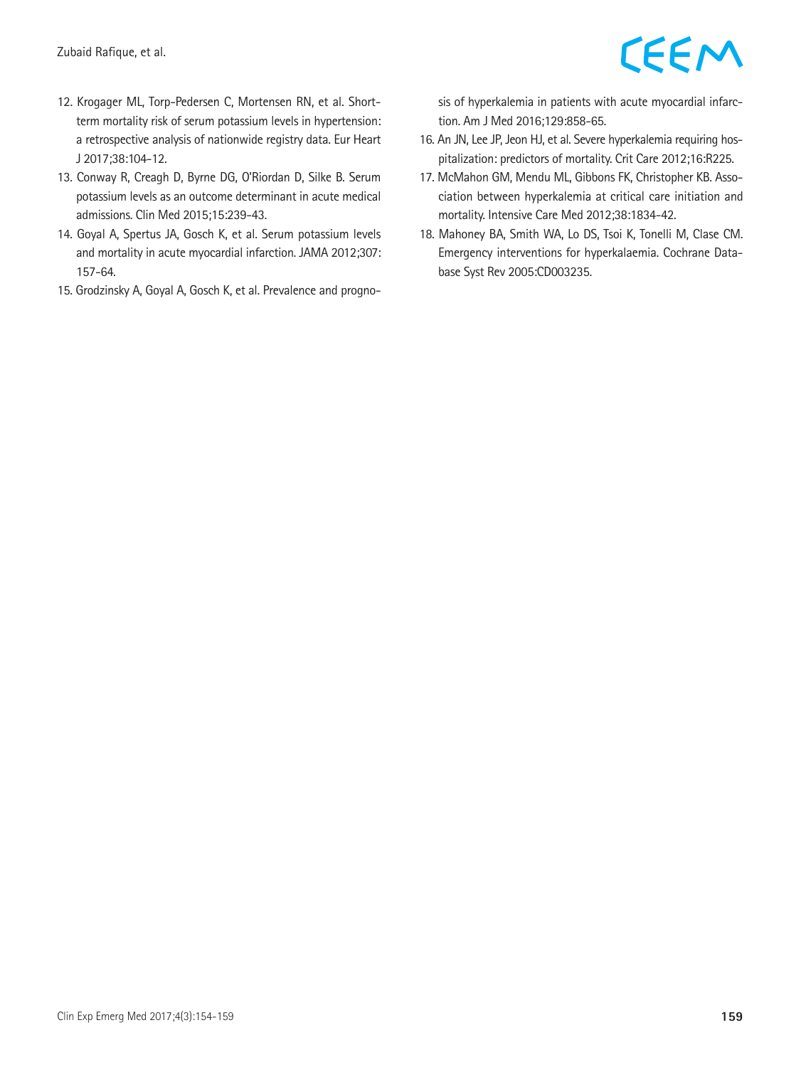12. Krogager ML, Torp-Pedersen C, Mortensen RN, et al. Short-term mortality risk of serum potassium levels in hypertension: a retrospective analysis of nationwide registry data. Eur Heart J 2017;38:104-12.
13. Conway R, Creagh D, Byrne DG, O'Riordan D, Silke B. Serum potassium levels as an outcome determinant in acute medical admissions. Clin Med 2015;15:239-43.
14. Goyal A, Spertus JA, Gosch K, et al. Serum potassium levels and mortality in acute myocardial infarction. JAMA 2012;307:157-64.
15. Grodzinsky A, Goyal A, Gosch K, et al. Prevalence and prognosis of hyperkalemia in patients with acute myocardial infarction. Am J Med 2016;129:858-65.
16. An JN, Lee JP, Jeon HJ, et al. Severe hyperkalemia requiring hospitalization: predictors of mortality. Crit Care 2012;16:R225.
17. McMahon GM, Mendu ML, Gibbons FK, Christopher KB. Association between hyperkalemia at critical care initiation and mortality. Intensive Care Med 2012;38:1834-42.
18. Mahoney BA, Smith WA, Lo DS, Tsoi K, Tonelli M, Clase CM. Emergency interventions for hyperkalaemia. Cochrane Database Syst Rev 2005:CD003235.